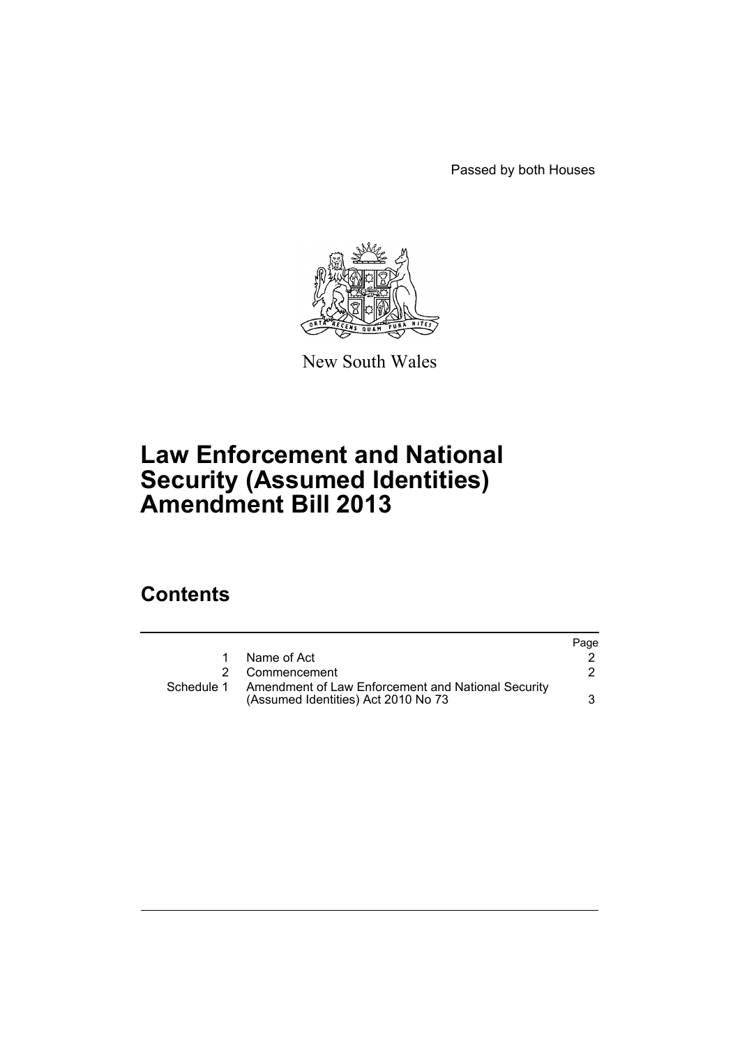Passed by both Houses

New South Wales

# Law Enforcement and National Security (Assumed Identities) Amendment Bill 2013

## Contents

| | | Page |
|---|---|---|
| 1 | Name of Act | 2 |
| 2 | Commencement | 2 |
| Schedule 1 | Amendment of Law Enforcement and National Security (Assumed Identities) Act 2010 No 73 | 3 |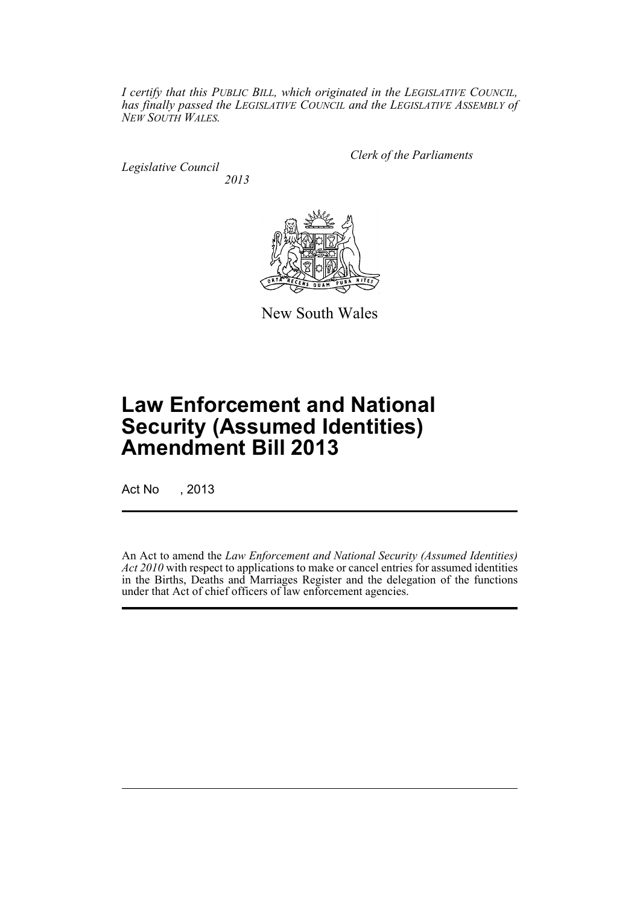*I certify that this PUBLIC BILL, which originated in the LEGISLATIVE COUNCIL, has finally passed the LEGISLATIVE COUNCIL and the LEGISLATIVE ASSEMBLY of NEW SOUTH WALES.*

*Clerk of the Parliaments*

*Legislative Council*

*2013*

New South Wales

# Law Enforcement and National Security (Assumed Identities) Amendment Bill 2013

Act No , 2013

An Act to amend the *Law Enforcement and National Security (Assumed Identities) Act 2010* with respect to applications to make or cancel entries for assumed identities in the Births, Deaths and Marriages Register and the delegation of the functions under that Act of chief officers of law enforcement agencies.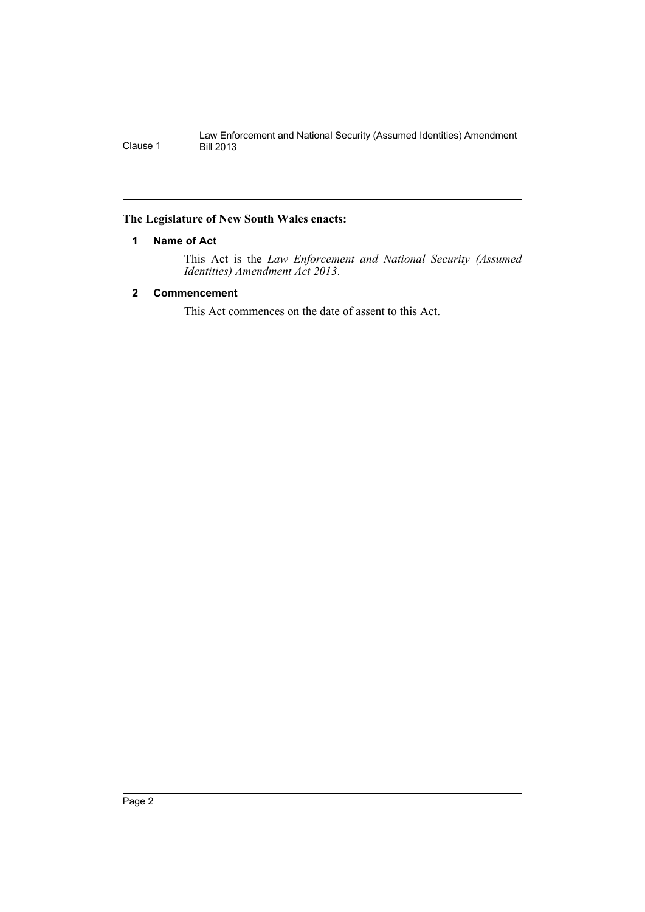**The Legislature of New South Wales enacts:**

### 1 Name of Act

This Act is the *Law Enforcement and National Security (Assumed Identities) Amendment Act 2013*.

### 2 Commencement

This Act commences on the date of assent to this Act.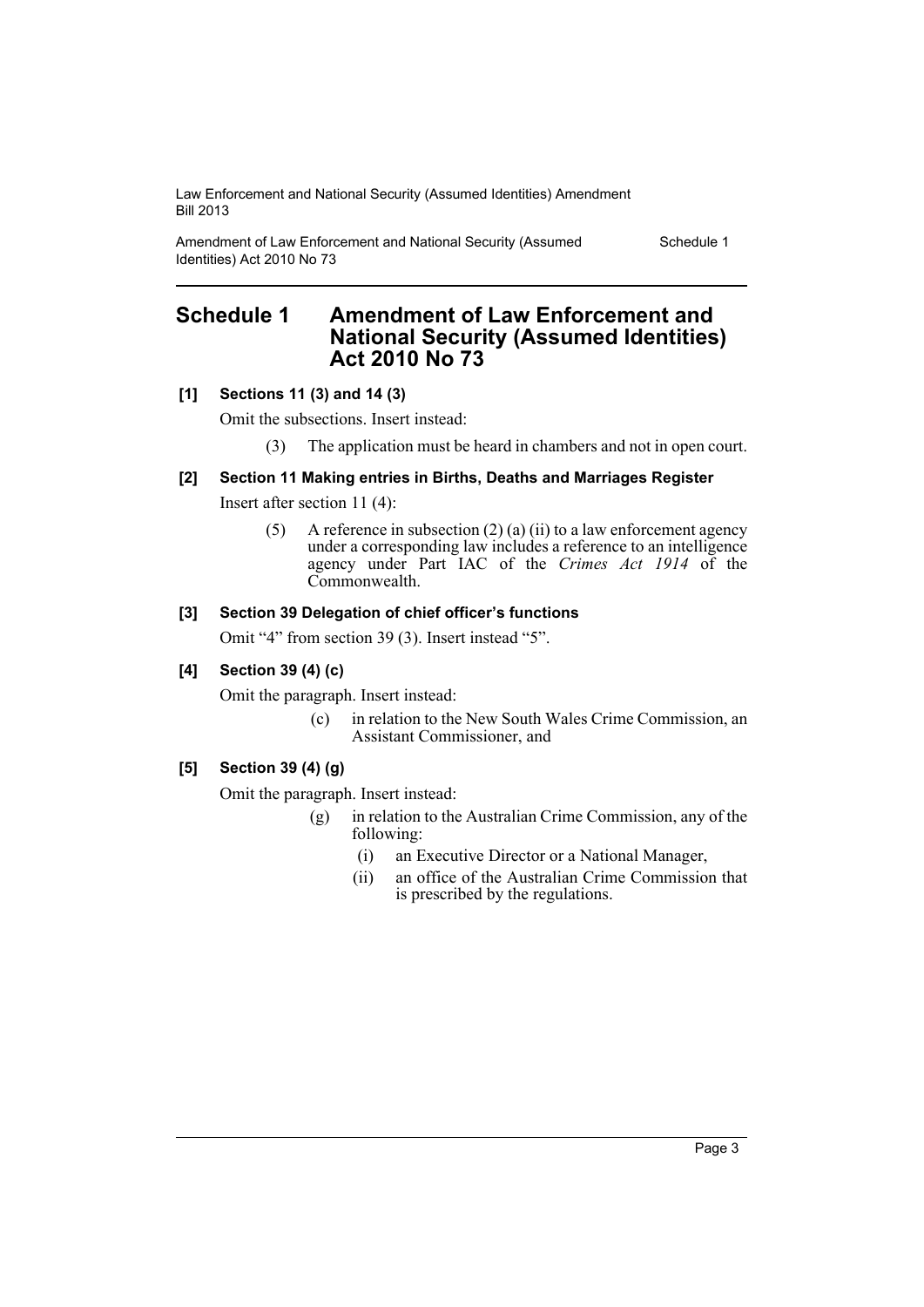# Schedule 1 Amendment of Law Enforcement and National Security (Assumed Identities) Act 2010 No 73

**[1] Sections 11 (3) and 14 (3)**

Omit the subsections. Insert instead:

(3) The application must be heard in chambers and not in open court.

**[2] Section 11 Making entries in Births, Deaths and Marriages Register**

Insert after section 11 (4):

(5) A reference in subsection (2) (a) (ii) to a law enforcement agency under a corresponding law includes a reference to an intelligence agency under Part IAC of the *Crimes Act 1914* of the Commonwealth.

**[3] Section 39 Delegation of chief officer's functions**

Omit "4" from section 39 (3). Insert instead "5".

**[4] Section 39 (4) (c)**

Omit the paragraph. Insert instead:

(c) in relation to the New South Wales Crime Commission, an Assistant Commissioner, and

**[5] Section 39 (4) (g)**

Omit the paragraph. Insert instead:

(g) in relation to the Australian Crime Commission, any of the following:

(i) an Executive Director or a National Manager,

(ii) an office of the Australian Crime Commission that is prescribed by the regulations.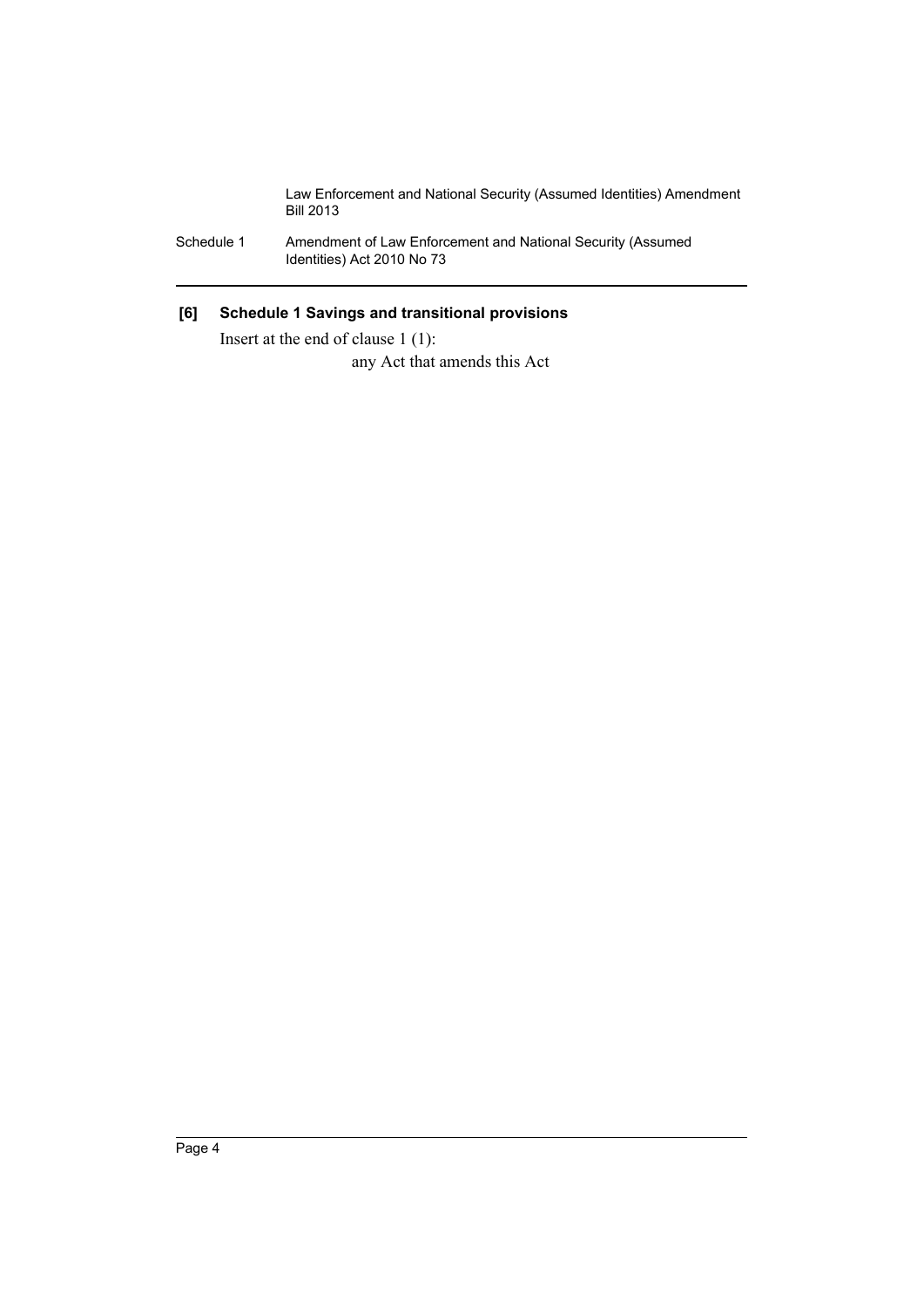**[6] Schedule 1 Savings and transitional provisions**

Insert at the end of clause 1 (1):

any Act that amends this Act